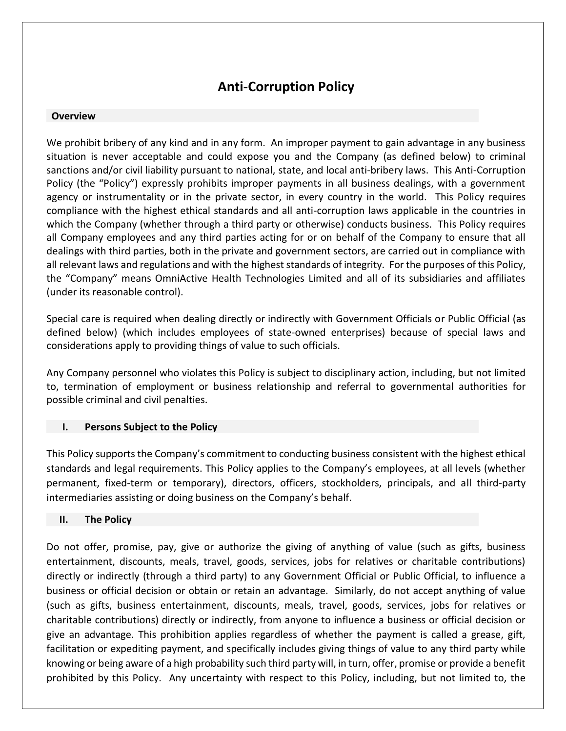# Anti-Corruption Policy

## Overview

We prohibit bribery of any kind and in any form. An improper payment to gain advantage in any business situation is never acceptable and could expose you and the Company (as defined below) to criminal sanctions and/or civil liability pursuant to national, state, and local anti-bribery laws. This Anti-Corruption Policy (the "Policy") expressly prohibits improper payments in all business dealings, with a government agency or instrumentality or in the private sector, in every country in the world. This Policy requires compliance with the highest ethical standards and all anti-corruption laws applicable in the countries in which the Company (whether through a third party or otherwise) conducts business. This Policy requires all Company employees and any third parties acting for or on behalf of the Company to ensure that all dealings with third parties, both in the private and government sectors, are carried out in compliance with all relevant laws and regulations and with the highest standards of integrity. For the purposes of this Policy, the "Company" means OmniActive Health Technologies Limited and all of its subsidiaries and affiliates (under its reasonable control).

Special care is required when dealing directly or indirectly with Government Officials or Public Official (as defined below) (which includes employees of state-owned enterprises) because of special laws and considerations apply to providing things of value to such officials.

Any Company personnel who violates this Policy is subject to disciplinary action, including, but not limited to, termination of employment or business relationship and referral to governmental authorities for possible criminal and civil penalties.

## I. Persons Subject to the Policy

This Policy supports the Company's commitment to conducting business consistent with the highest ethical standards and legal requirements. This Policy applies to the Company's employees, at all levels (whether permanent, fixed-term or temporary), directors, officers, stockholders, principals, and all third-party intermediaries assisting or doing business on the Company's behalf.

## II. The Policy

Do not offer, promise, pay, give or authorize the giving of anything of value (such as gifts, business entertainment, discounts, meals, travel, goods, services, jobs for relatives or charitable contributions) directly or indirectly (through a third party) to any Government Official or Public Official, to influence a business or official decision or obtain or retain an advantage. Similarly, do not accept anything of value (such as gifts, business entertainment, discounts, meals, travel, goods, services, jobs for relatives or charitable contributions) directly or indirectly, from anyone to influence a business or official decision or give an advantage. This prohibition applies regardless of whether the payment is called a grease, gift, facilitation or expediting payment, and specifically includes giving things of value to any third party while knowing or being aware of a high probability such third party will, in turn, offer, promise or provide a benefit prohibited by this Policy. Any uncertainty with respect to this Policy, including, but not limited to, the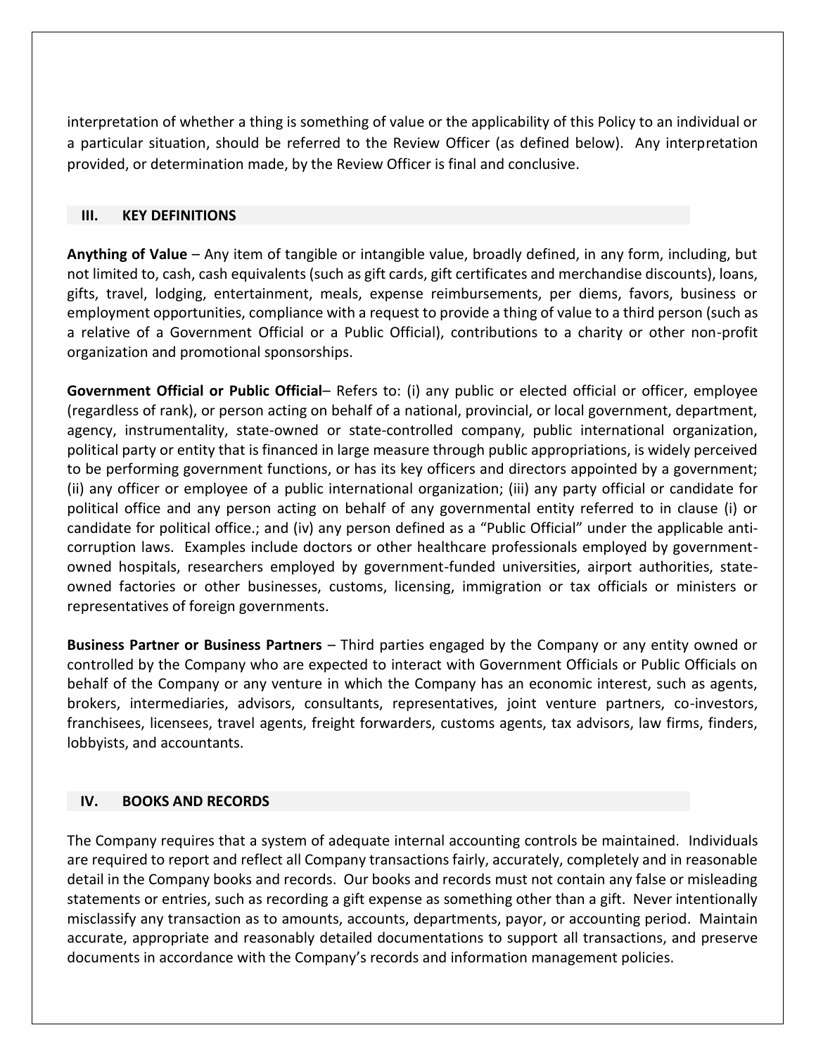interpretation of whether a thing is something of value or the applicability of this Policy to an individual or a particular situation, should be referred to the Review Officer (as defined below). Any interpretation provided, or determination made, by the Review Officer is final and conclusive.

## III. KEY DEFINITIONS

**Anything of Value** – Any item of tangible or intangible value, broadly defined, in any form, including, but not limited to, cash, cash equivalents (such as gift cards, gift certificates and merchandise discounts), loans, gifts, travel, lodging, entertainment, meals, expense reimbursements, per diems, favors, business or employment opportunities, compliance with a request to provide a thing of value to a third person (such as a relative of a Government Official or a Public Official), contributions to a charity or other non-profit organization and promotional sponsorships.

**Government Official or Public Official**– Refers to: (i) any public or elected official or officer, employee (regardless of rank), or person acting on behalf of a national, provincial, or local government, department, agency, instrumentality, state-owned or state-controlled company, public international organization, political party or entity that is financed in large measure through public appropriations, is widely perceived to be performing government functions, or has its key officers and directors appointed by a government; (ii) any officer or employee of a public international organization; (iii) any party official or candidate for political office and any person acting on behalf of any governmental entity referred to in clause (i) or candidate for political office.; and (iv) any person defined as a "Public Official" under the applicable anti-corruption laws. Examples include doctors or other healthcare professionals employed by government-owned hospitals, researchers employed by government-funded universities, airport authorities, state-owned factories or other businesses, customs, licensing, immigration or tax officials or ministers or representatives of foreign governments.

**Business Partner or Business Partners** – Third parties engaged by the Company or any entity owned or controlled by the Company who are expected to interact with Government Officials or Public Officials on behalf of the Company or any venture in which the Company has an economic interest, such as agents, brokers, intermediaries, advisors, consultants, representatives, joint venture partners, co-investors, franchisees, licensees, travel agents, freight forwarders, customs agents, tax advisors, law firms, finders, lobbyists, and accountants.

## IV. BOOKS AND RECORDS

The Company requires that a system of adequate internal accounting controls be maintained. Individuals are required to report and reflect all Company transactions fairly, accurately, completely and in reasonable detail in the Company books and records. Our books and records must not contain any false or misleading statements or entries, such as recording a gift expense as something other than a gift. Never intentionally misclassify any transaction as to amounts, accounts, departments, payor, or accounting period. Maintain accurate, appropriate and reasonably detailed documentations to support all transactions, and preserve documents in accordance with the Company's records and information management policies.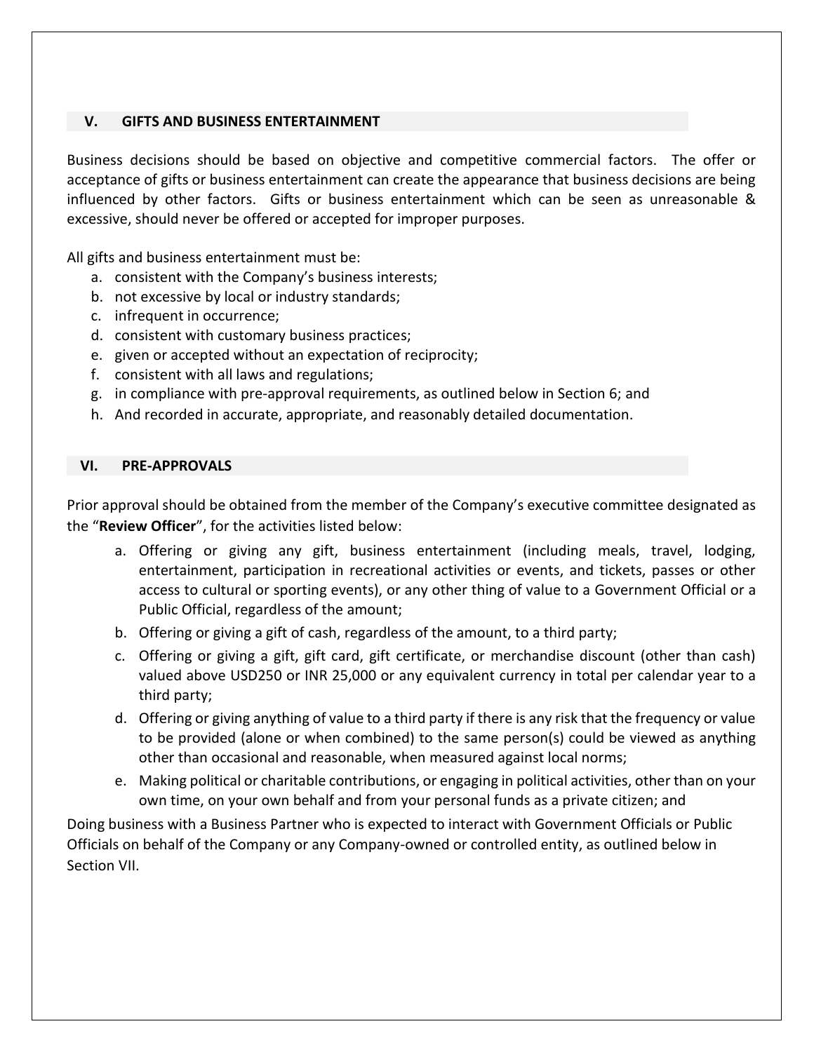## V. GIFTS AND BUSINESS ENTERTAINMENT

Business decisions should be based on objective and competitive commercial factors. The offer or acceptance of gifts or business entertainment can create the appearance that business decisions are being influenced by other factors. Gifts or business entertainment which can be seen as unreasonable & excessive, should never be offered or accepted for improper purposes.

All gifts and business entertainment must be:

a. consistent with the Company's business interests;
b. not excessive by local or industry standards;
c. infrequent in occurrence;
d. consistent with customary business practices;
e. given or accepted without an expectation of reciprocity;
f. consistent with all laws and regulations;
g. in compliance with pre-approval requirements, as outlined below in Section 6; and
h. And recorded in accurate, appropriate, and reasonably detailed documentation.

## VI. PRE-APPROVALS

Prior approval should be obtained from the member of the Company's executive committee designated as the "**Review Officer**", for the activities listed below:

a. Offering or giving any gift, business entertainment (including meals, travel, lodging, entertainment, participation in recreational activities or events, and tickets, passes or other access to cultural or sporting events), or any other thing of value to a Government Official or a Public Official, regardless of the amount;
b. Offering or giving a gift of cash, regardless of the amount, to a third party;
c. Offering or giving a gift, gift card, gift certificate, or merchandise discount (other than cash) valued above USD250 or INR 25,000 or any equivalent currency in total per calendar year to a third party;
d. Offering or giving anything of value to a third party if there is any risk that the frequency or value to be provided (alone or when combined) to the same person(s) could be viewed as anything other than occasional and reasonable, when measured against local norms;
e. Making political or charitable contributions, or engaging in political activities, other than on your own time, on your own behalf and from your personal funds as a private citizen; and

Doing business with a Business Partner who is expected to interact with Government Officials or Public Officials on behalf of the Company or any Company-owned or controlled entity, as outlined below in Section VII.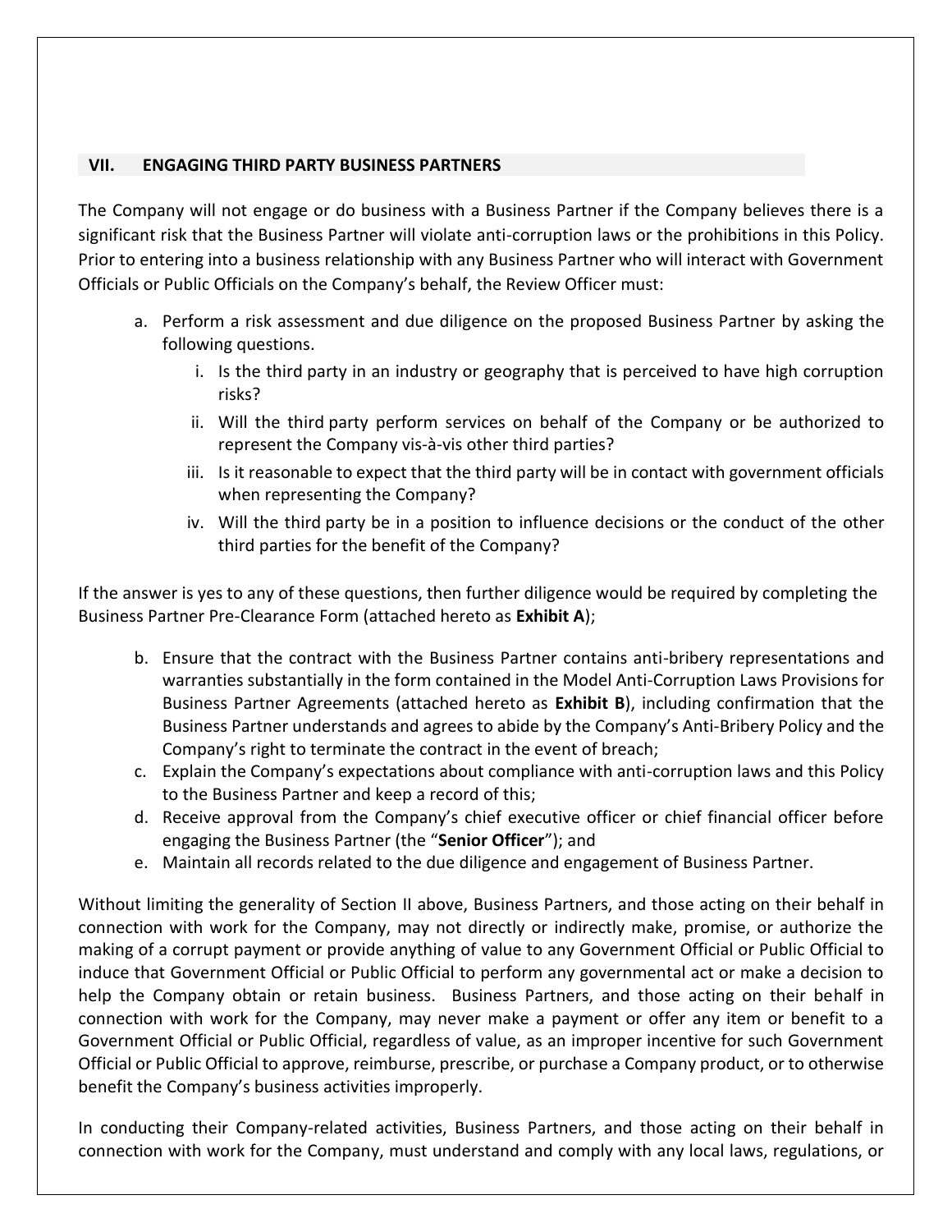## VII. ENGAGING THIRD PARTY BUSINESS PARTNERS

The Company will not engage or do business with a Business Partner if the Company believes there is a significant risk that the Business Partner will violate anti-corruption laws or the prohibitions in this Policy. Prior to entering into a business relationship with any Business Partner who will interact with Government Officials or Public Officials on the Company's behalf, the Review Officer must:

a. Perform a risk assessment and due diligence on the proposed Business Partner by asking the following questions.
   i. Is the third party in an industry or geography that is perceived to have high corruption risks?
   ii. Will the third party perform services on behalf of the Company or be authorized to represent the Company vis-à-vis other third parties?
   iii. Is it reasonable to expect that the third party will be in contact with government officials when representing the Company?
   iv. Will the third party be in a position to influence decisions or the conduct of the other third parties for the benefit of the Company?

If the answer is yes to any of these questions, then further diligence would be required by completing the Business Partner Pre-Clearance Form (attached hereto as **Exhibit A**);

b. Ensure that the contract with the Business Partner contains anti-bribery representations and warranties substantially in the form contained in the Model Anti-Corruption Laws Provisions for Business Partner Agreements (attached hereto as **Exhibit B**), including confirmation that the Business Partner understands and agrees to abide by the Company's Anti-Bribery Policy and the Company's right to terminate the contract in the event of breach;
c. Explain the Company's expectations about compliance with anti-corruption laws and this Policy to the Business Partner and keep a record of this;
d. Receive approval from the Company's chief executive officer or chief financial officer before engaging the Business Partner (the "**Senior Officer**"); and
e. Maintain all records related to the due diligence and engagement of Business Partner.

Without limiting the generality of Section II above, Business Partners, and those acting on their behalf in connection with work for the Company, may not directly or indirectly make, promise, or authorize the making of a corrupt payment or provide anything of value to any Government Official or Public Official to induce that Government Official or Public Official to perform any governmental act or make a decision to help the Company obtain or retain business. Business Partners, and those acting on their behalf in connection with work for the Company, may never make a payment or offer any item or benefit to a Government Official or Public Official, regardless of value, as an improper incentive for such Government Official or Public Official to approve, reimburse, prescribe, or purchase a Company product, or to otherwise benefit the Company's business activities improperly.

In conducting their Company-related activities, Business Partners, and those acting on their behalf in connection with work for the Company, must understand and comply with any local laws, regulations, or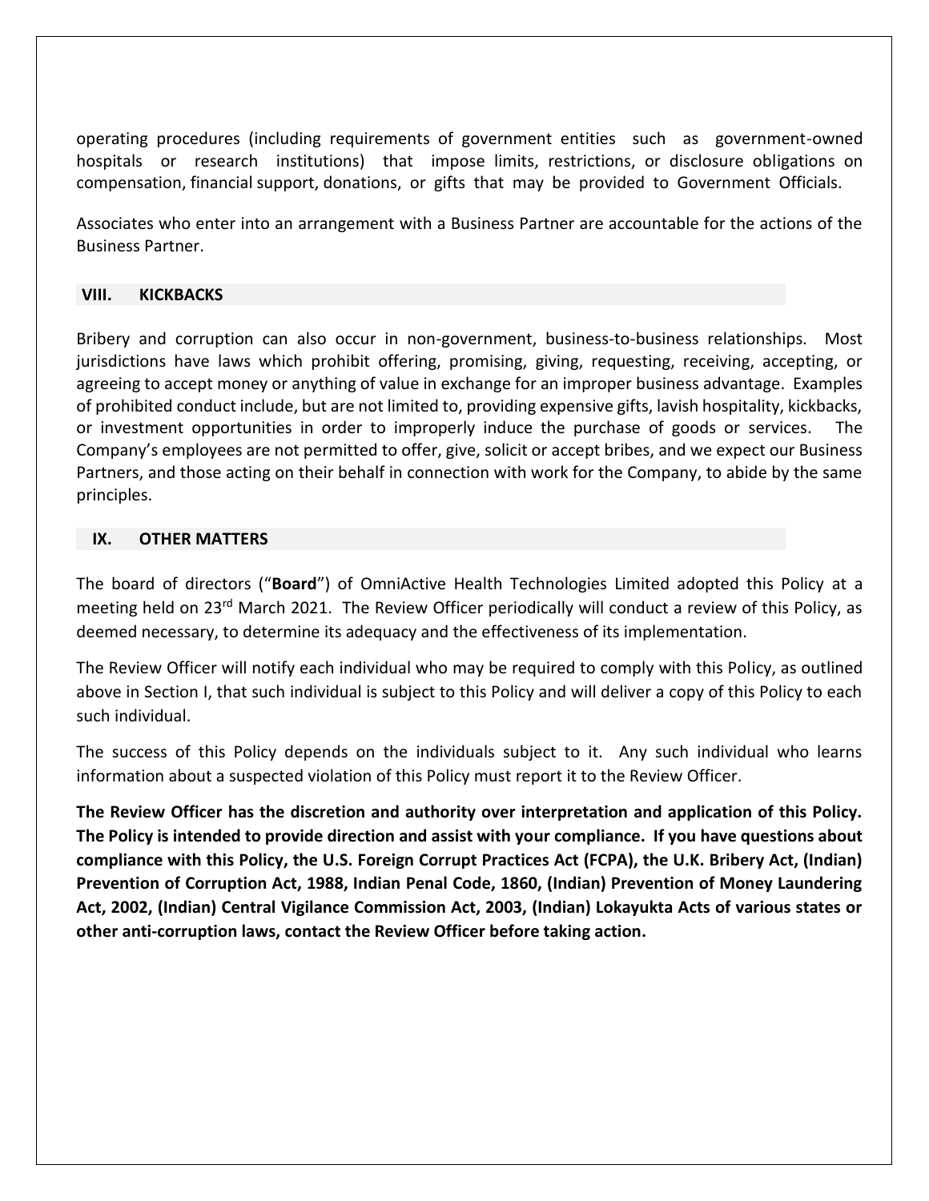operating procedures (including requirements of government entities such as government-owned hospitals or research institutions) that impose limits, restrictions, or disclosure obligations on compensation, financial support, donations, or gifts that may be provided to Government Officials.

Associates who enter into an arrangement with a Business Partner are accountable for the actions of the Business Partner.

## VIII. KICKBACKS

Bribery and corruption can also occur in non-government, business-to-business relationships. Most jurisdictions have laws which prohibit offering, promising, giving, requesting, receiving, accepting, or agreeing to accept money or anything of value in exchange for an improper business advantage. Examples of prohibited conduct include, but are not limited to, providing expensive gifts, lavish hospitality, kickbacks, or investment opportunities in order to improperly induce the purchase of goods or services. The Company's employees are not permitted to offer, give, solicit or accept bribes, and we expect our Business Partners, and those acting on their behalf in connection with work for the Company, to abide by the same principles.

## IX. OTHER MATTERS

The board of directors ("**Board**") of OmniActive Health Technologies Limited adopted this Policy at a meeting held on 23rd March 2021. The Review Officer periodically will conduct a review of this Policy, as deemed necessary, to determine its adequacy and the effectiveness of its implementation.

The Review Officer will notify each individual who may be required to comply with this Policy, as outlined above in Section I, that such individual is subject to this Policy and will deliver a copy of this Policy to each such individual.

The success of this Policy depends on the individuals subject to it. Any such individual who learns information about a suspected violation of this Policy must report it to the Review Officer.

**The Review Officer has the discretion and authority over interpretation and application of this Policy. The Policy is intended to provide direction and assist with your compliance. If you have questions about compliance with this Policy, the U.S. Foreign Corrupt Practices Act (FCPA), the U.K. Bribery Act, (Indian) Prevention of Corruption Act, 1988, Indian Penal Code, 1860, (Indian) Prevention of Money Laundering Act, 2002, (Indian) Central Vigilance Commission Act, 2003, (Indian) Lokayukta Acts of various states or other anti-corruption laws, contact the Review Officer before taking action.**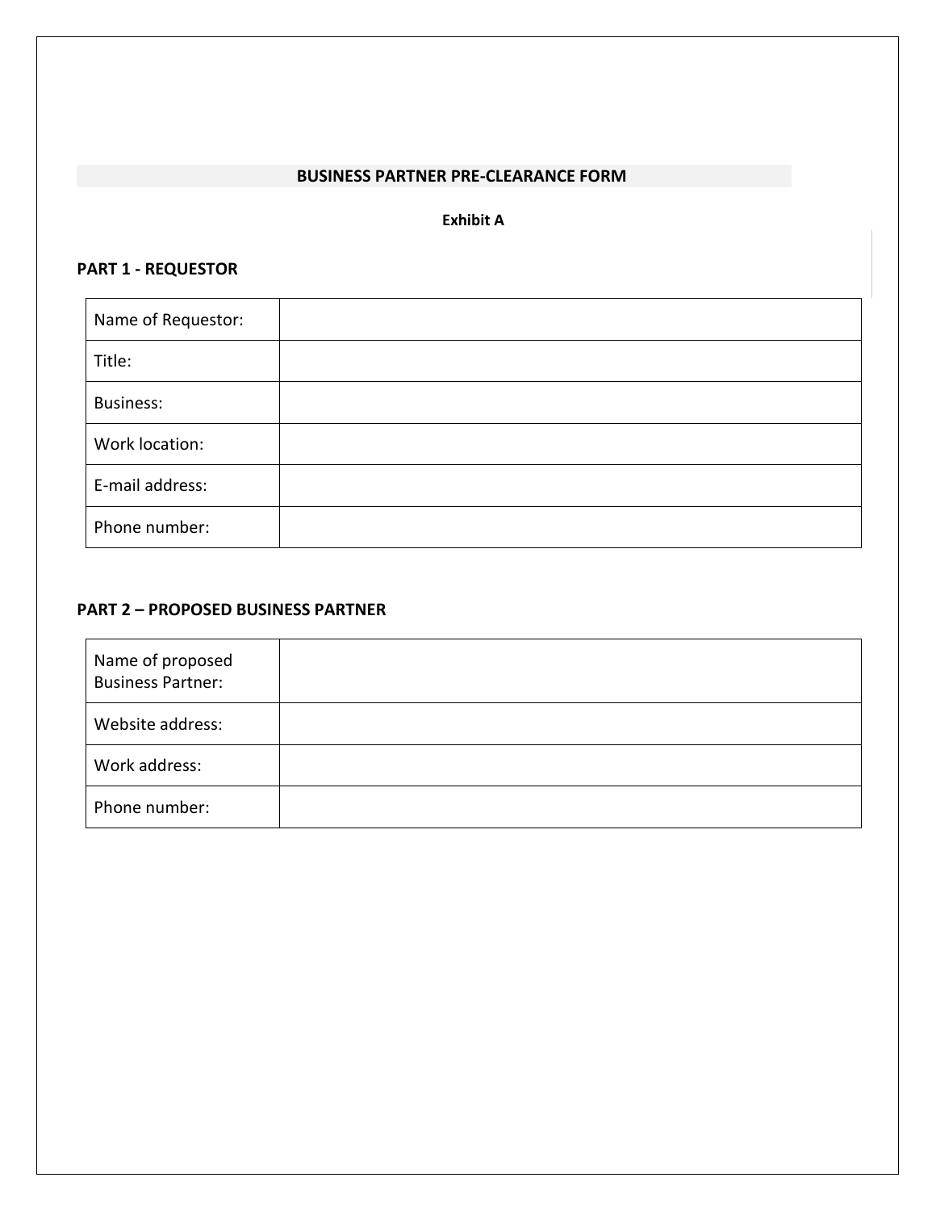# BUSINESS PARTNER PRE-CLEARANCE FORM

**Exhibit A**

## PART 1 - REQUESTOR

| | |
|---|---|
| Name of Requestor: | |
| Title: | |
| Business: | |
| Work location: | |
| E-mail address: | |
| Phone number: | |

## PART 2 – PROPOSED BUSINESS PARTNER

| | |
|---|---|
| Name of proposed Business Partner: | |
| Website address: | |
| Work address: | |
| Phone number: | |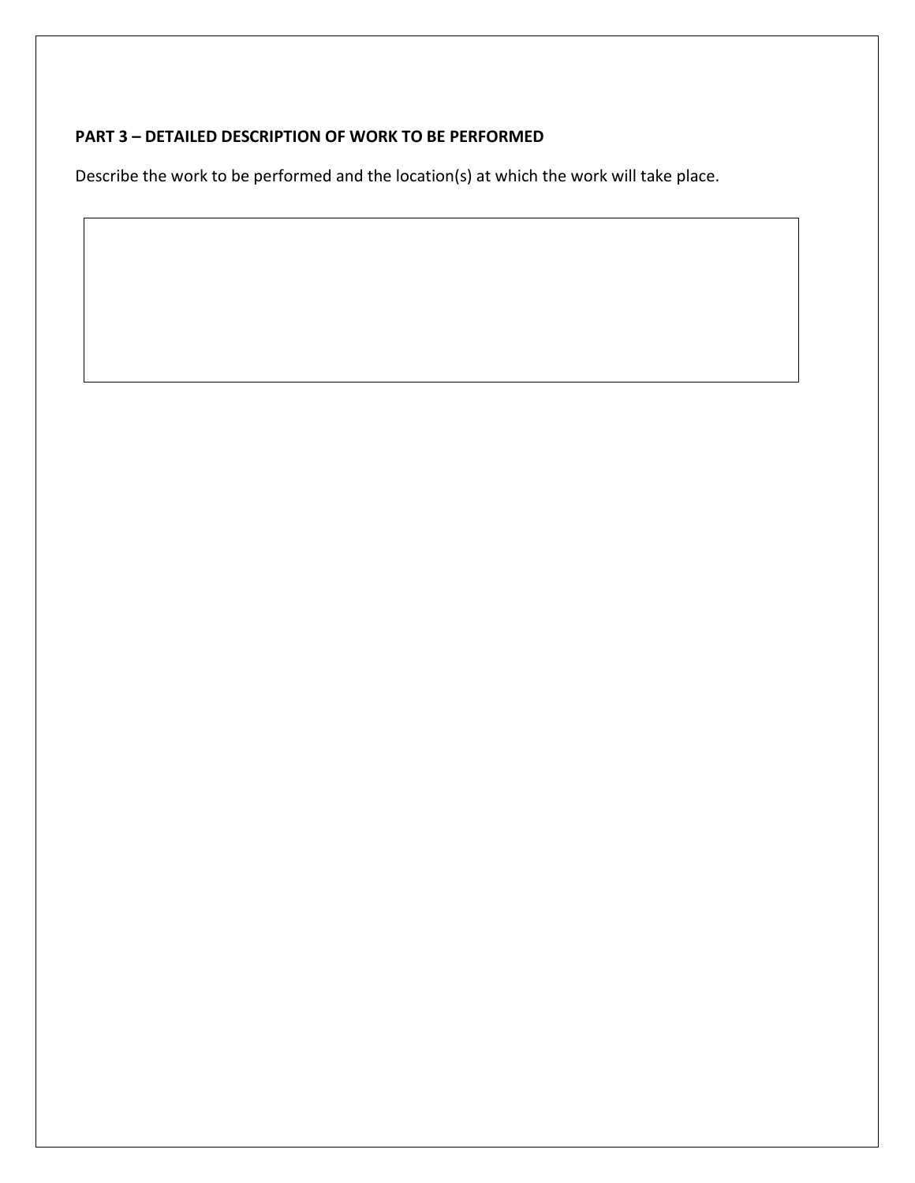**PART 3 – DETAILED DESCRIPTION OF WORK TO BE PERFORMED**

Describe the work to be performed and the location(s) at which the work will take place.

| |
|---|
| |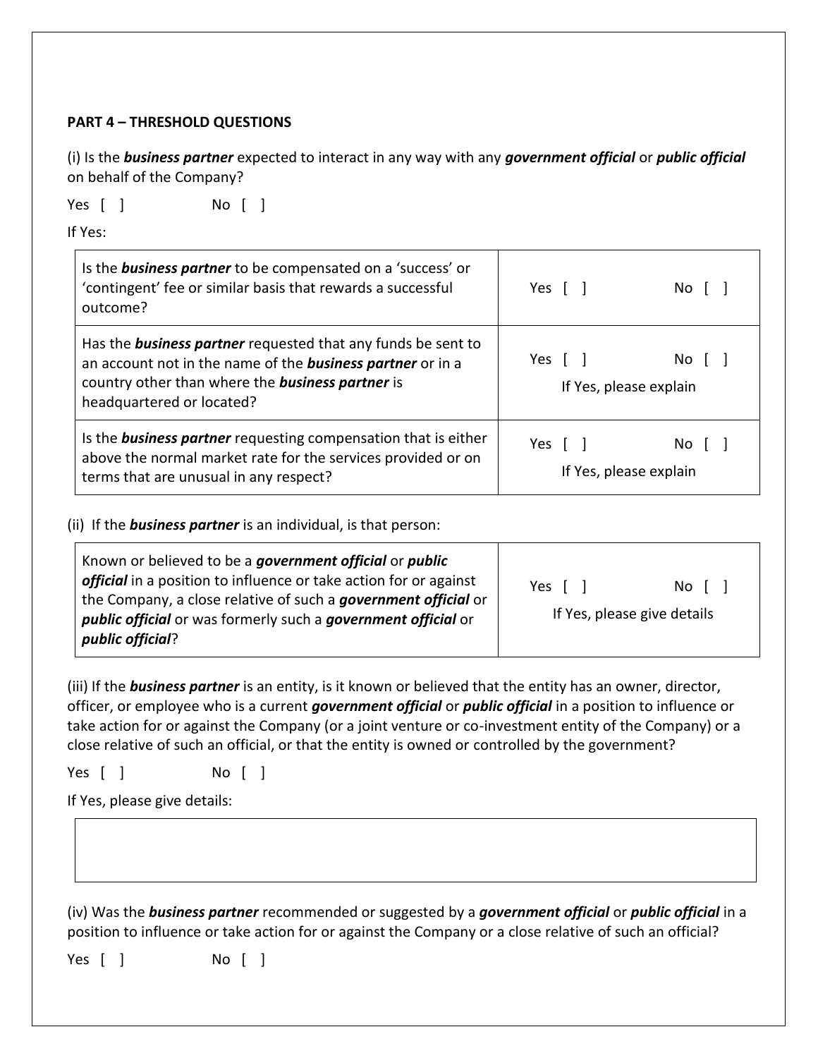**PART 4 – THRESHOLD QUESTIONS**

(i) Is the ***business partner*** expected to interact in any way with any ***government official*** or ***public official*** on behalf of the Company?

Yes [ ] No [ ]

If Yes:

| | |
|---|---|
| Is the ***business partner*** to be compensated on a 'success' or 'contingent' fee or similar basis that rewards a successful outcome? | Yes [ ] No [ ] |
| Has the ***business partner*** requested that any funds be sent to an account not in the name of the ***business partner*** or in a country other than where the ***business partner*** is headquartered or located? | Yes [ ] No [ ]<br>If Yes, please explain |
| Is the ***business partner*** requesting compensation that is either above the normal market rate for the services provided or on terms that are unusual in any respect? | Yes [ ] No [ ]<br>If Yes, please explain |

(ii) If the ***business partner*** is an individual, is that person:

| | |
|---|---|
| Known or believed to be a ***government official*** or ***public official*** in a position to influence or take action for or against the Company, a close relative of such a ***government official*** or ***public official*** or was formerly such a ***government official*** or ***public official***? | Yes [ ] No [ ]<br>If Yes, please give details |

(iii) If the ***business partner*** is an entity, is it known or believed that the entity has an owner, director, officer, or employee who is a current ***government official*** or ***public official*** in a position to influence or take action for or against the Company (or a joint venture or co-investment entity of the Company) or a close relative of such an official, or that the entity is owned or controlled by the government?

Yes [ ] No [ ]

If Yes, please give details:

| |
|---|
| |

(iv) Was the ***business partner*** recommended or suggested by a ***government official*** or ***public official*** in a position to influence or take action for or against the Company or a close relative of such an official?

Yes [ ] No [ ]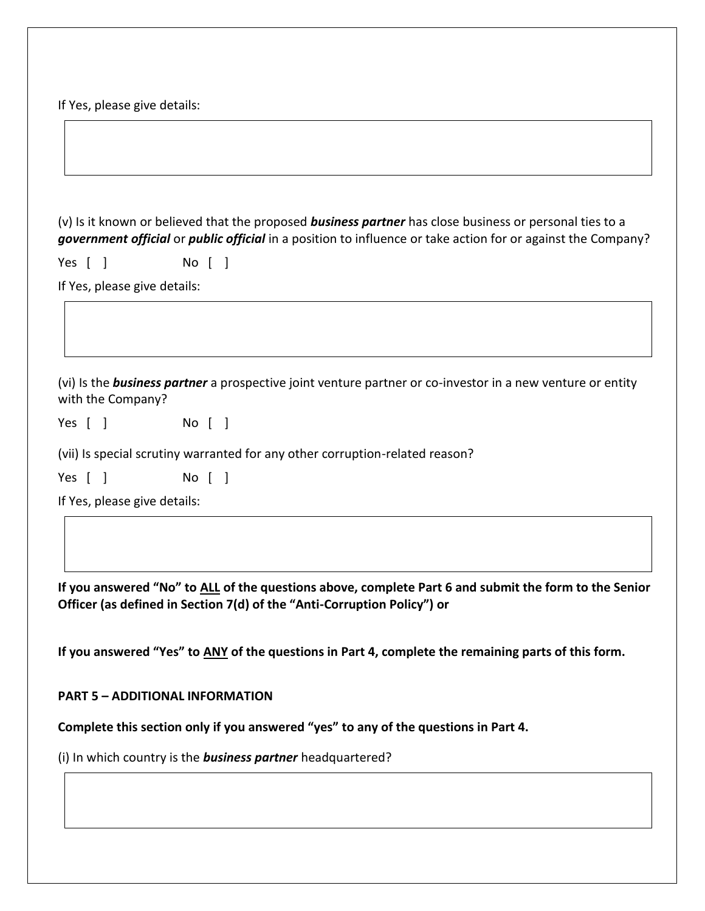If Yes, please give details:

(v) Is it known or believed that the proposed ***business partner*** has close business or personal ties to a ***government official*** or ***public official*** in a position to influence or take action for or against the Company?

Yes [ ] No [ ]

If Yes, please give details:

(vi) Is the ***business partner*** a prospective joint venture partner or co-investor in a new venture or entity with the Company?

Yes [ ] No [ ]

(vii) Is special scrutiny warranted for any other corruption-related reason?

Yes [ ] No [ ]

If Yes, please give details:

**If you answered "No" to ALL of the questions above, complete Part 6 and submit the form to the Senior Officer (as defined in Section 7(d) of the "Anti-Corruption Policy") or**

**If you answered "Yes" to ANY of the questions in Part 4, complete the remaining parts of this form.**

**PART 5 – ADDITIONAL INFORMATION**

**Complete this section only if you answered "yes" to any of the questions in Part 4.**

(i) In which country is the ***business partner*** headquartered?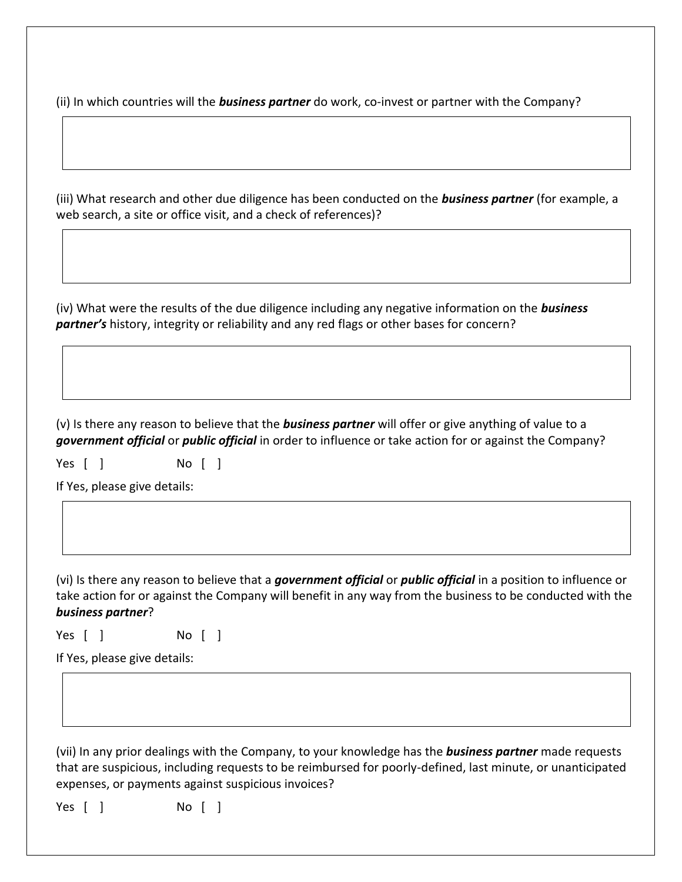(ii) In which countries will the ***business partner*** do work, co-invest or partner with the Company?

(iii) What research and other due diligence has been conducted on the ***business partner*** (for example, a web search, a site or office visit, and a check of references)?

(iv) What were the results of the due diligence including any negative information on the ***business partner's*** history, integrity or reliability and any red flags or other bases for concern?

(v) Is there any reason to believe that the ***business partner*** will offer or give anything of value to a ***government official*** or ***public official*** in order to influence or take action for or against the Company?

Yes [ ]  No [ ]

If Yes, please give details:

(vi) Is there any reason to believe that a ***government official*** or ***public official*** in a position to influence or take action for or against the Company will benefit in any way from the business to be conducted with the ***business partner***?

Yes [ ]  No [ ]

If Yes, please give details:

(vii) In any prior dealings with the Company, to your knowledge has the ***business partner*** made requests that are suspicious, including requests to be reimbursed for poorly-defined, last minute, or unanticipated expenses, or payments against suspicious invoices?

Yes [ ]  No [ ]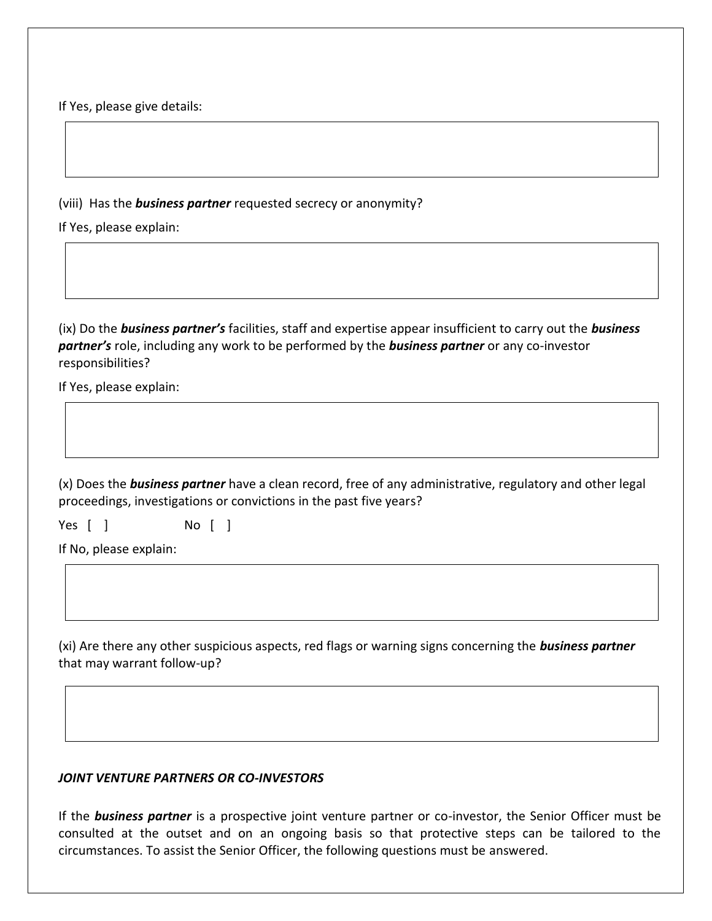If Yes, please give details:

(viii) Has the ***business partner*** requested secrecy or anonymity?

If Yes, please explain:

(ix) Do the ***business partner's*** facilities, staff and expertise appear insufficient to carry out the ***business partner's*** role, including any work to be performed by the ***business partner*** or any co-investor responsibilities?

If Yes, please explain:

(x) Does the ***business partner*** have a clean record, free of any administrative, regulatory and other legal proceedings, investigations or convictions in the past five years?

Yes [ ]   No [ ]

If No, please explain:

(xi) Are there any other suspicious aspects, red flags or warning signs concerning the ***business partner*** that may warrant follow-up?

***JOINT VENTURE PARTNERS OR CO-INVESTORS***

If the ***business partner*** is a prospective joint venture partner or co-investor, the Senior Officer must be consulted at the outset and on an ongoing basis so that protective steps can be tailored to the circumstances. To assist the Senior Officer, the following questions must be answered.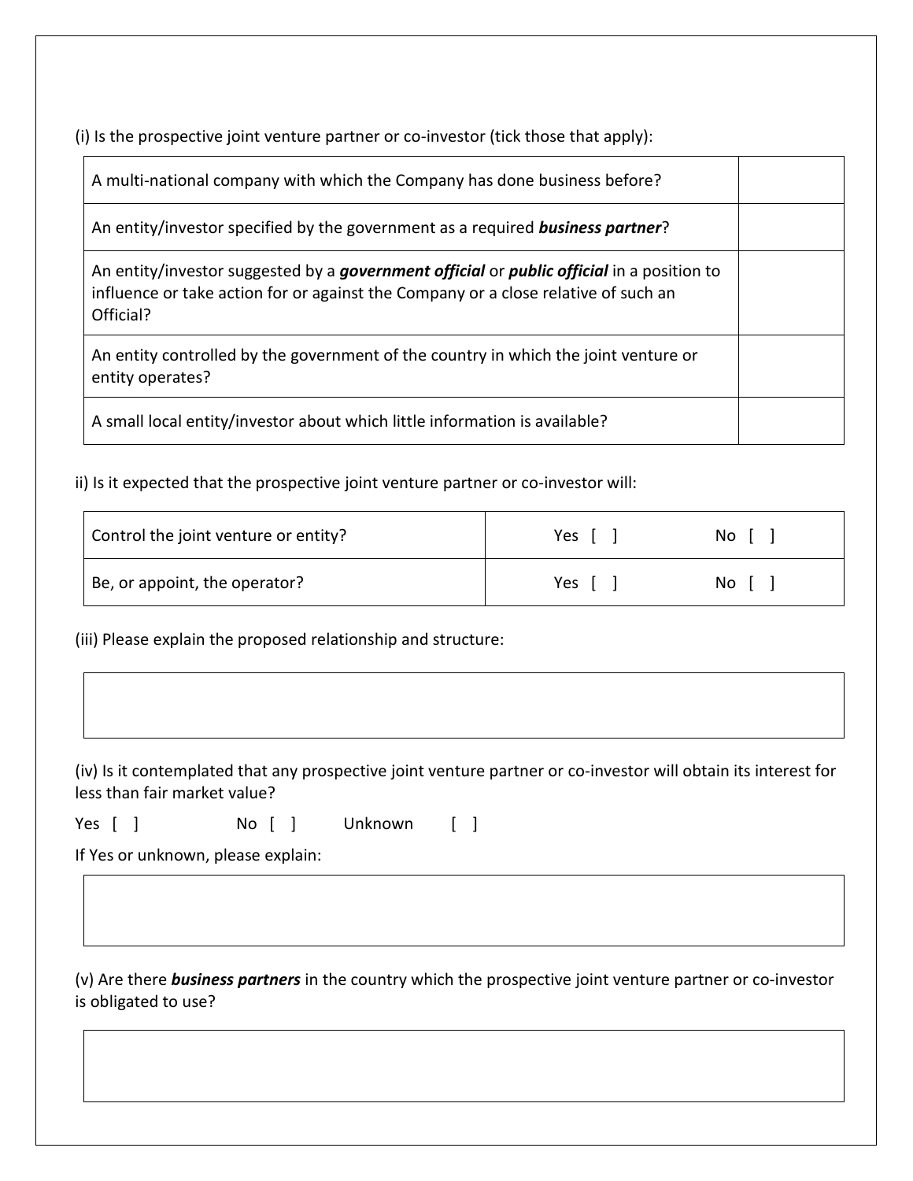(i) Is the prospective joint venture partner or co-investor (tick those that apply):

| | |
|---|---|
| A multi-national company with which the Company has done business before? | |
| An entity/investor specified by the government as a required ***business partner***? | |
| An entity/investor suggested by a ***government official*** or ***public official*** in a position to influence or take action for or against the Company or a close relative of such an Official? | |
| An entity controlled by the government of the country in which the joint venture or entity operates? | |
| A small local entity/investor about which little information is available? | |

ii) Is it expected that the prospective joint venture partner or co-investor will:

| | | |
|---|---|---|
| Control the joint venture or entity? | Yes [ ] | No [ ] |
| Be, or appoint, the operator? | Yes [ ] | No [ ] |

(iii) Please explain the proposed relationship and structure:

| |
|---|
| |

(iv) Is it contemplated that any prospective joint venture partner or co-investor will obtain its interest for less than fair market value?

Yes [ ]    No [ ]    Unknown [ ]

If Yes or unknown, please explain:

| |
|---|
| |

(v) Are there ***business partners*** in the country which the prospective joint venture partner or co-investor is obligated to use?

| |
|---|
| |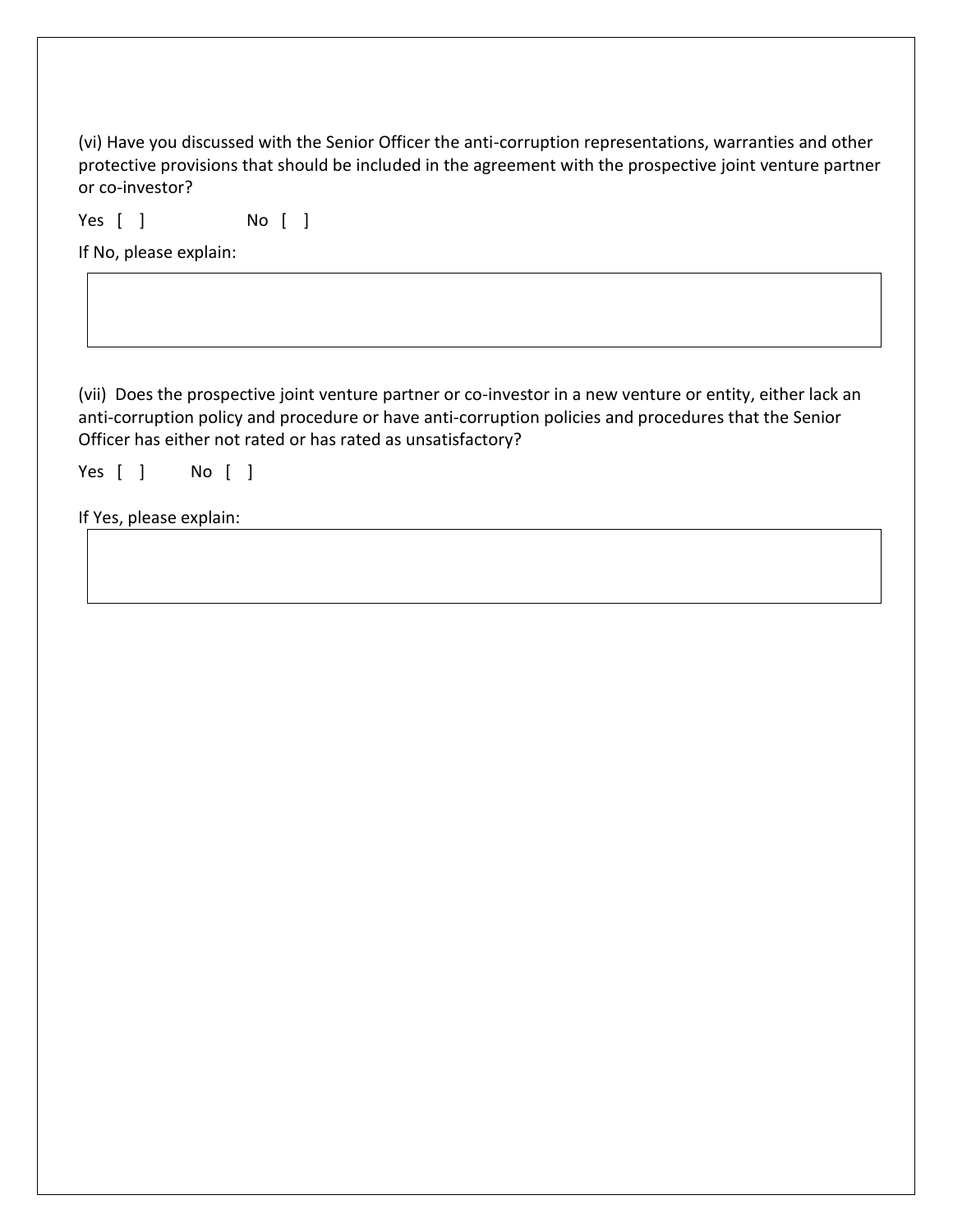(vi) Have you discussed with the Senior Officer the anti-corruption representations, warranties and other protective provisions that should be included in the agreement with the prospective joint venture partner or co-investor?

Yes [ ]     No [ ]

If No, please explain:

|  |
|---|
|  |

(vii) Does the prospective joint venture partner or co-investor in a new venture or entity, either lack an anti-corruption policy and procedure or have anti-corruption policies and procedures that the Senior Officer has either not rated or has rated as unsatisfactory?

Yes [ ]     No [ ]

If Yes, please explain:

|  |
|---|
|  |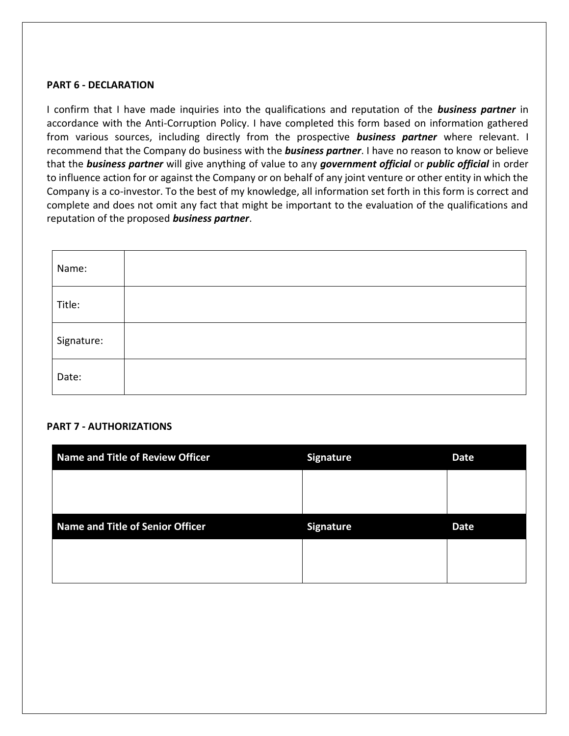**PART 6 - DECLARATION**

I confirm that I have made inquiries into the qualifications and reputation of the ***business partner*** in accordance with the Anti-Corruption Policy. I have completed this form based on information gathered from various sources, including directly from the prospective ***business partner*** where relevant. I recommend that the Company do business with the ***business partner***. I have no reason to know or believe that the ***business partner*** will give anything of value to any ***government official*** or ***public official*** in order to influence action for or against the Company or on behalf of any joint venture or other entity in which the Company is a co-investor. To the best of my knowledge, all information set forth in this form is correct and complete and does not omit any fact that might be important to the evaluation of the qualifications and reputation of the proposed ***business partner***.

| | |
|---|---|
| Name: | |
| Title: | |
| Signature: | |
| Date: | |

**PART 7 - AUTHORIZATIONS**

| Name and Title of Review Officer | Signature | Date |
|---|---|---|
| | | |
| **Name and Title of Senior Officer** | **Signature** | **Date** |
| | | |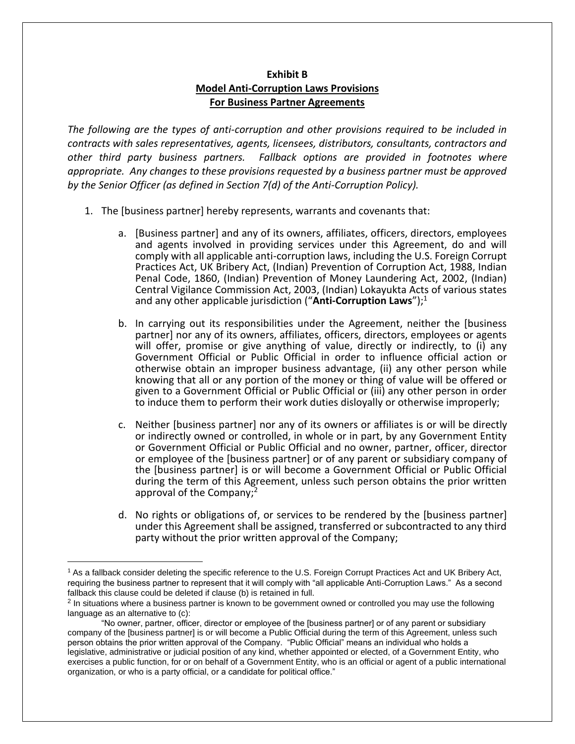**Exhibit B**
**Model Anti-Corruption Laws Provisions**
**For Business Partner Agreements**

*The following are the types of anti-corruption and other provisions required to be included in contracts with sales representatives, agents, licensees, distributors, consultants, contractors and other third party business partners. Fallback options are provided in footnotes where appropriate. Any changes to these provisions requested by a business partner must be approved by the Senior Officer (as defined in Section 7(d) of the Anti-Corruption Policy).*

1. The [business partner] hereby represents, warrants and covenants that:

    a. [Business partner] and any of its owners, affiliates, officers, directors, employees and agents involved in providing services under this Agreement, do and will comply with all applicable anti-corruption laws, including the U.S. Foreign Corrupt Practices Act, UK Bribery Act, (Indian) Prevention of Corruption Act, 1988, Indian Penal Code, 1860, (Indian) Prevention of Money Laundering Act, 2002, (Indian) Central Vigilance Commission Act, 2003, (Indian) Lokayukta Acts of various states and any other applicable jurisdiction ("**Anti-Corruption Laws**");[1]

    b. In carrying out its responsibilities under the Agreement, neither the [business partner] nor any of its owners, affiliates, officers, directors, employees or agents will offer, promise or give anything of value, directly or indirectly, to (i) any Government Official or Public Official in order to influence official action or otherwise obtain an improper business advantage, (ii) any other person while knowing that all or any portion of the money or thing of value will be offered or given to a Government Official or Public Official or (iii) any other person in order to induce them to perform their work duties disloyally or otherwise improperly;

    c. Neither [business partner] nor any of its owners or affiliates is or will be directly or indirectly owned or controlled, in whole or in part, by any Government Entity or Government Official or Public Official and no owner, partner, officer, director or employee of the [business partner] or of any parent or subsidiary company of the [business partner] is or will become a Government Official or Public Official during the term of this Agreement, unless such person obtains the prior written approval of the Company;[2]

    d. No rights or obligations of, or services to be rendered by the [business partner] under this Agreement shall be assigned, transferred or subcontracted to any third party without the prior written approval of the Company;

---

[1] As a fallback consider deleting the specific reference to the U.S. Foreign Corrupt Practices Act and UK Bribery Act, requiring the business partner to represent that it will comply with "all applicable Anti-Corruption Laws." As a second fallback this clause could be deleted if clause (b) is retained in full.

[2] In situations where a business partner is known to be government owned or controlled you may use the following language as an alternative to (c):

"No owner, partner, officer, director or employee of the [business partner] or of any parent or subsidiary company of the [business partner] is or will become a Public Official during the term of this Agreement, unless such person obtains the prior written approval of the Company. "Public Official" means an individual who holds a legislative, administrative or judicial position of any kind, whether appointed or elected, of a Government Entity, who exercises a public function, for or on behalf of a Government Entity, who is an official or agent of a public international organization, or who is a party official, or a candidate for political office."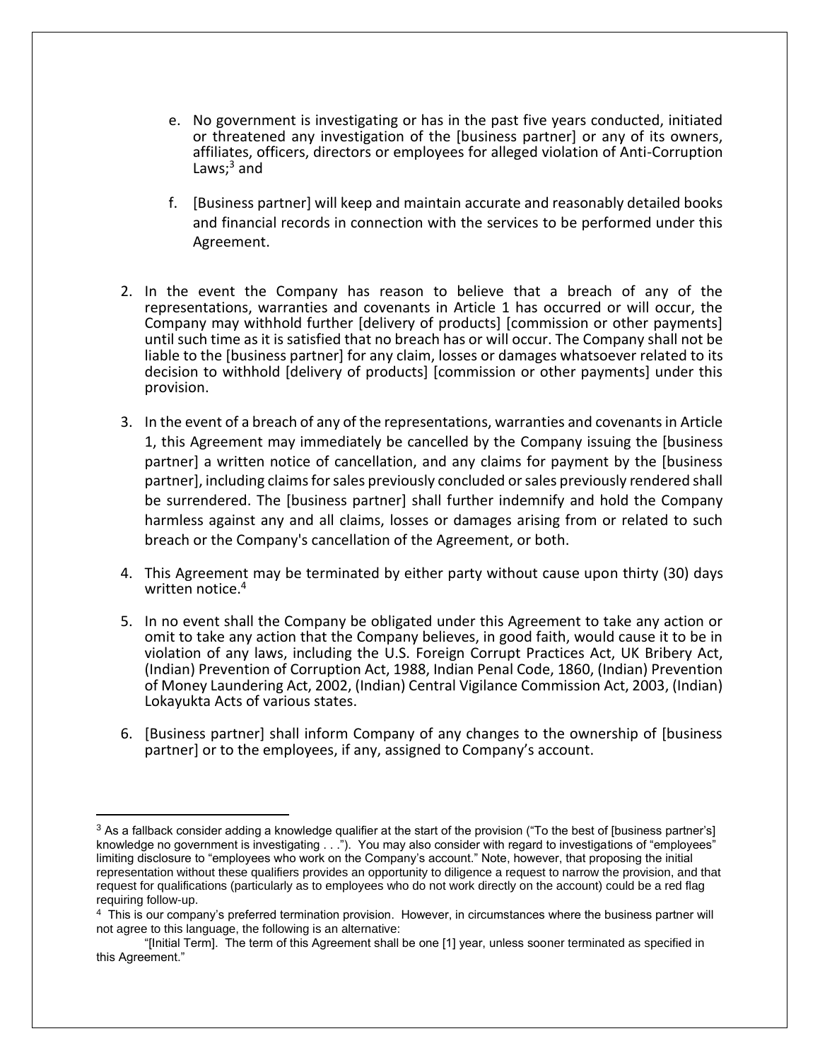e. No government is investigating or has in the past five years conducted, initiated or threatened any investigation of the [business partner] or any of its owners, affiliates, officers, directors or employees for alleged violation of Anti-Corruption Laws;[3] and

f. [Business partner] will keep and maintain accurate and reasonably detailed books and financial records in connection with the services to be performed under this Agreement.

2. In the event the Company has reason to believe that a breach of any of the representations, warranties and covenants in Article 1 has occurred or will occur, the Company may withhold further [delivery of products] [commission or other payments] until such time as it is satisfied that no breach has or will occur. The Company shall not be liable to the [business partner] for any claim, losses or damages whatsoever related to its decision to withhold [delivery of products] [commission or other payments] under this provision.

3. In the event of a breach of any of the representations, warranties and covenants in Article 1, this Agreement may immediately be cancelled by the Company issuing the [business partner] a written notice of cancellation, and any claims for payment by the [business partner], including claims for sales previously concluded or sales previously rendered shall be surrendered. The [business partner] shall further indemnify and hold the Company harmless against any and all claims, losses or damages arising from or related to such breach or the Company's cancellation of the Agreement, or both.

4. This Agreement may be terminated by either party without cause upon thirty (30) days written notice.[4]

5. In no event shall the Company be obligated under this Agreement to take any action or omit to take any action that the Company believes, in good faith, would cause it to be in violation of any laws, including the U.S. Foreign Corrupt Practices Act, UK Bribery Act, (Indian) Prevention of Corruption Act, 1988, Indian Penal Code, 1860, (Indian) Prevention of Money Laundering Act, 2002, (Indian) Central Vigilance Commission Act, 2003, (Indian) Lokayukta Acts of various states.

6. [Business partner] shall inform Company of any changes to the ownership of [business partner] or to the employees, if any, assigned to Company's account.

---

[3] As a fallback consider adding a knowledge qualifier at the start of the provision ("To the best of [business partner's] knowledge no government is investigating . . ."). You may also consider with regard to investigations of "employees" limiting disclosure to "employees who work on the Company's account." Note, however, that proposing the initial representation without these qualifiers provides an opportunity to diligence a request to narrow the provision, and that request for qualifications (particularly as to employees who do not work directly on the account) could be a red flag requiring follow-up.

[4] This is our company's preferred termination provision. However, in circumstances where the business partner will not agree to this language, the following is an alternative:

"[Initial Term]. The term of this Agreement shall be one [1] year, unless sooner terminated as specified in this Agreement."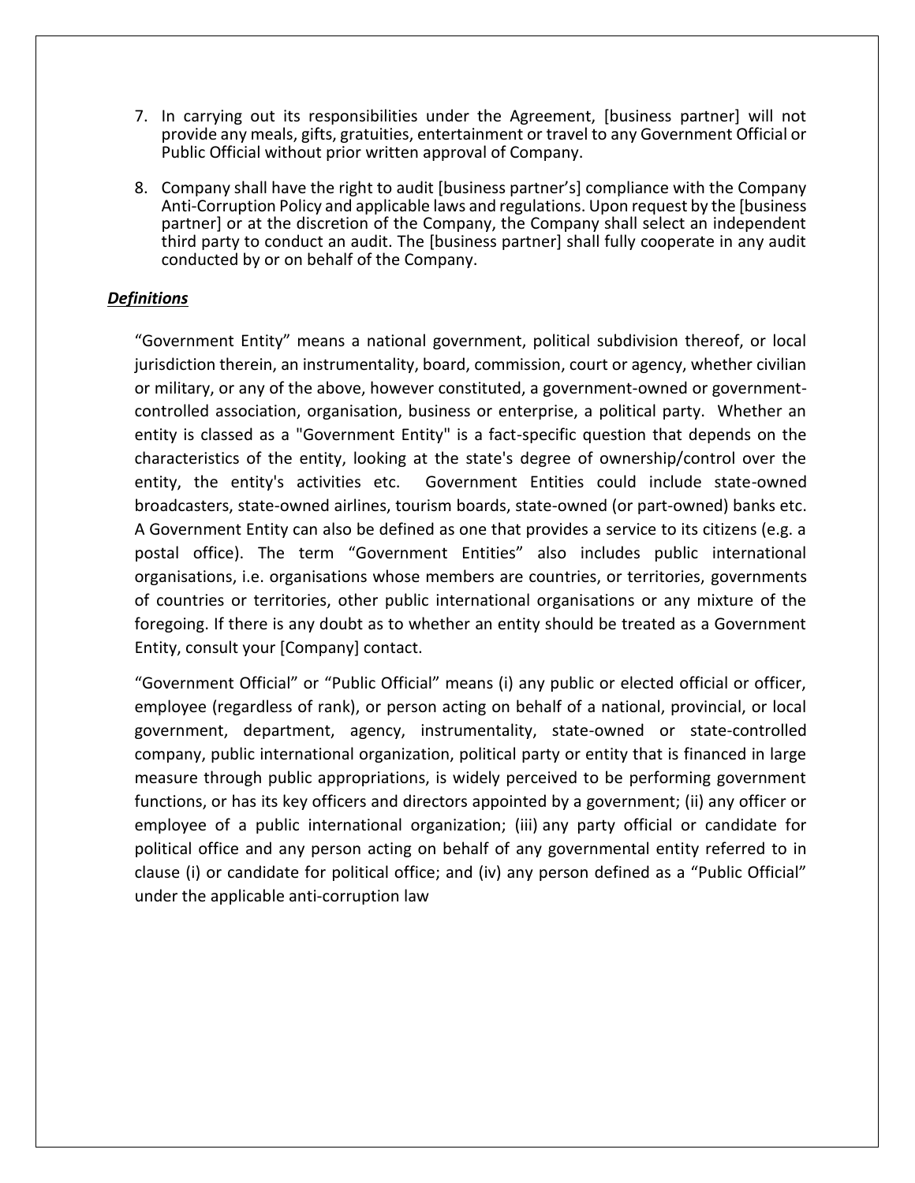7. In carrying out its responsibilities under the Agreement, [business partner] will not provide any meals, gifts, gratuities, entertainment or travel to any Government Official or Public Official without prior written approval of Company.

8. Company shall have the right to audit [business partner's] compliance with the Company Anti-Corruption Policy and applicable laws and regulations. Upon request by the [business partner] or at the discretion of the Company, the Company shall select an independent third party to conduct an audit. The [business partner] shall fully cooperate in any audit conducted by or on behalf of the Company.

***Definitions***

"Government Entity" means a national government, political subdivision thereof, or local jurisdiction therein, an instrumentality, board, commission, court or agency, whether civilian or military, or any of the above, however constituted, a government-owned or government-controlled association, organisation, business or enterprise, a political party. Whether an entity is classed as a "Government Entity" is a fact-specific question that depends on the characteristics of the entity, looking at the state's degree of ownership/control over the entity, the entity's activities etc. Government Entities could include state-owned broadcasters, state-owned airlines, tourism boards, state-owned (or part-owned) banks etc. A Government Entity can also be defined as one that provides a service to its citizens (e.g. a postal office). The term "Government Entities" also includes public international organisations, i.e. organisations whose members are countries, or territories, governments of countries or territories, other public international organisations or any mixture of the foregoing. If there is any doubt as to whether an entity should be treated as a Government Entity, consult your [Company] contact.

"Government Official" or "Public Official" means (i) any public or elected official or officer, employee (regardless of rank), or person acting on behalf of a national, provincial, or local government, department, agency, instrumentality, state-owned or state-controlled company, public international organization, political party or entity that is financed in large measure through public appropriations, is widely perceived to be performing government functions, or has its key officers and directors appointed by a government; (ii) any officer or employee of a public international organization; (iii) any party official or candidate for political office and any person acting on behalf of any governmental entity referred to in clause (i) or candidate for political office; and (iv) any person defined as a "Public Official" under the applicable anti-corruption law